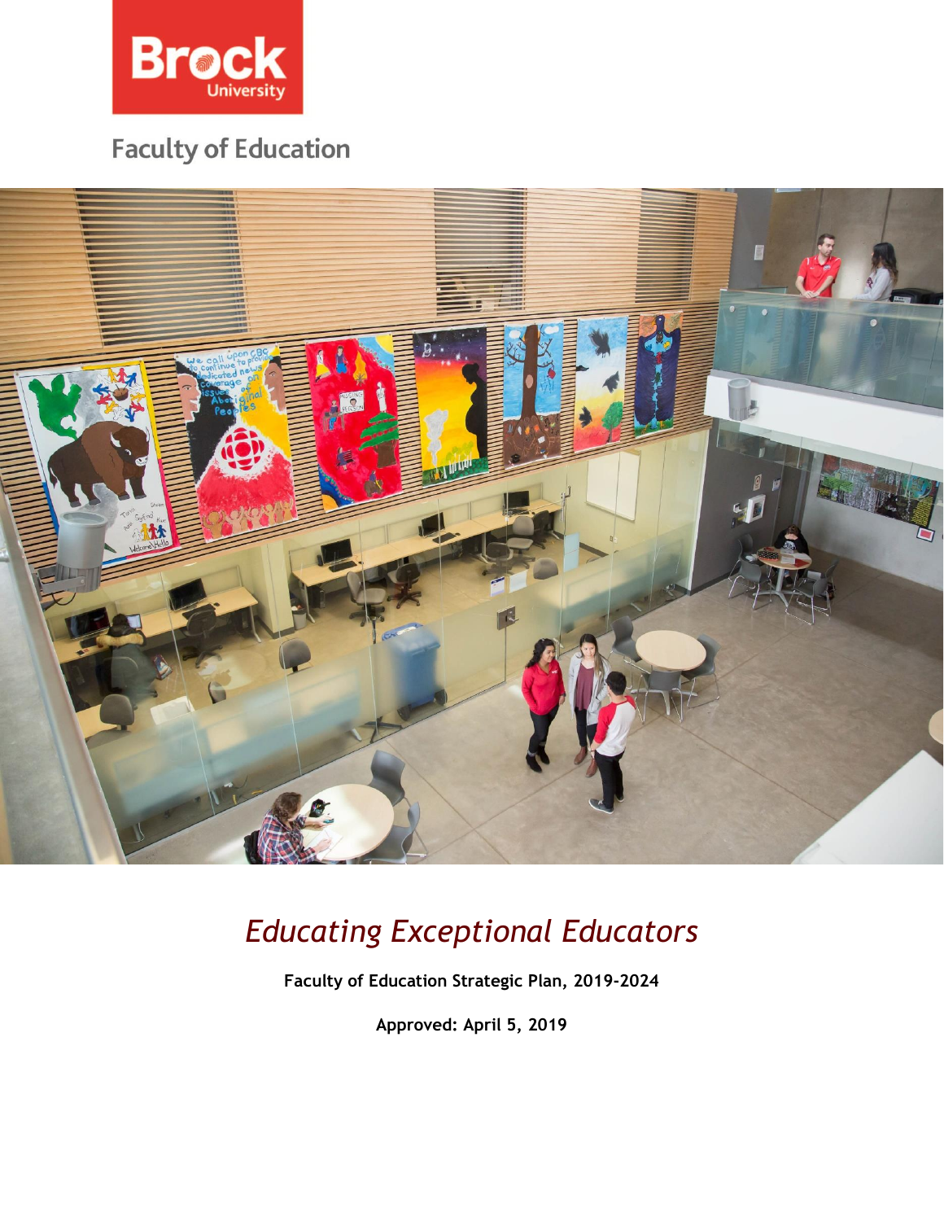Brock University

Faculty of Education

# *Educating Exceptional Educators*

**Faculty of Education Strategic Plan, 2019-2024**

**Approved: April 5, 2019**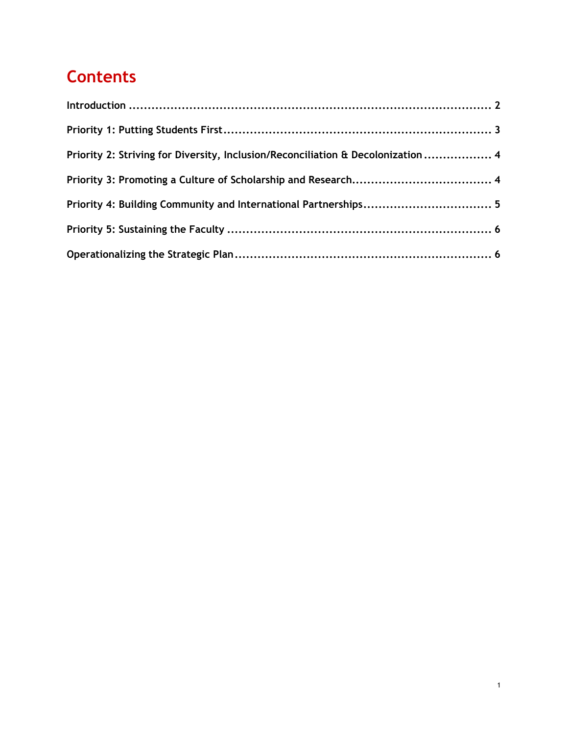# Contents

**Introduction** .................................................................................................. 2

**Priority 1: Putting Students First** ....................................................................... 3

**Priority 2: Striving for Diversity, Inclusion/Reconciliation & Decolonization** .................. 4

**Priority 3: Promoting a Culture of Scholarship and Research** ..................................... 4

**Priority 4: Building Community and International Partnerships** .................................. 5

**Priority 5: Sustaining the Faculty** ....................................................................... 6

**Operationalizing the Strategic Plan** ..................................................................... 6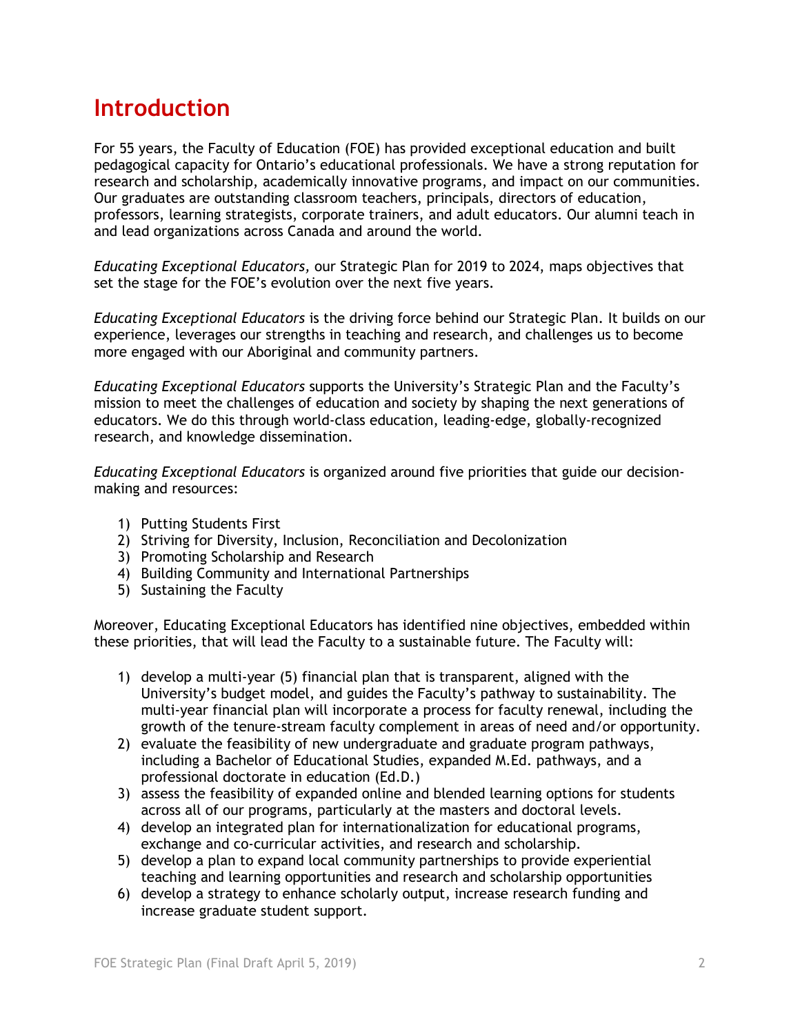# Introduction

For 55 years, the Faculty of Education (FOE) has provided exceptional education and built pedagogical capacity for Ontario's educational professionals. We have a strong reputation for research and scholarship, academically innovative programs, and impact on our communities. Our graduates are outstanding classroom teachers, principals, directors of education, professors, learning strategists, corporate trainers, and adult educators. Our alumni teach in and lead organizations across Canada and around the world.

*Educating Exceptional Educators*, our Strategic Plan for 2019 to 2024, maps objectives that set the stage for the FOE's evolution over the next five years.

*Educating Exceptional Educators* is the driving force behind our Strategic Plan. It builds on our experience, leverages our strengths in teaching and research, and challenges us to become more engaged with our Aboriginal and community partners.

*Educating Exceptional Educators* supports the University's Strategic Plan and the Faculty's mission to meet the challenges of education and society by shaping the next generations of educators. We do this through world-class education, leading-edge, globally-recognized research, and knowledge dissemination.

*Educating Exceptional Educators* is organized around five priorities that guide our decision-making and resources:

1) Putting Students First
2) Striving for Diversity, Inclusion, Reconciliation and Decolonization
3) Promoting Scholarship and Research
4) Building Community and International Partnerships
5) Sustaining the Faculty

Moreover, Educating Exceptional Educators has identified nine objectives, embedded within these priorities, that will lead the Faculty to a sustainable future. The Faculty will:

1) develop a multi-year (5) financial plan that is transparent, aligned with the University's budget model, and guides the Faculty's pathway to sustainability. The multi-year financial plan will incorporate a process for faculty renewal, including the growth of the tenure-stream faculty complement in areas of need and/or opportunity.
2) evaluate the feasibility of new undergraduate and graduate program pathways, including a Bachelor of Educational Studies, expanded M.Ed. pathways, and a professional doctorate in education (Ed.D.)
3) assess the feasibility of expanded online and blended learning options for students across all of our programs, particularly at the masters and doctoral levels.
4) develop an integrated plan for internationalization for educational programs, exchange and co-curricular activities, and research and scholarship.
5) develop a plan to expand local community partnerships to provide experiential teaching and learning opportunities and research and scholarship opportunities
6) develop a strategy to enhance scholarly output, increase research funding and increase graduate student support.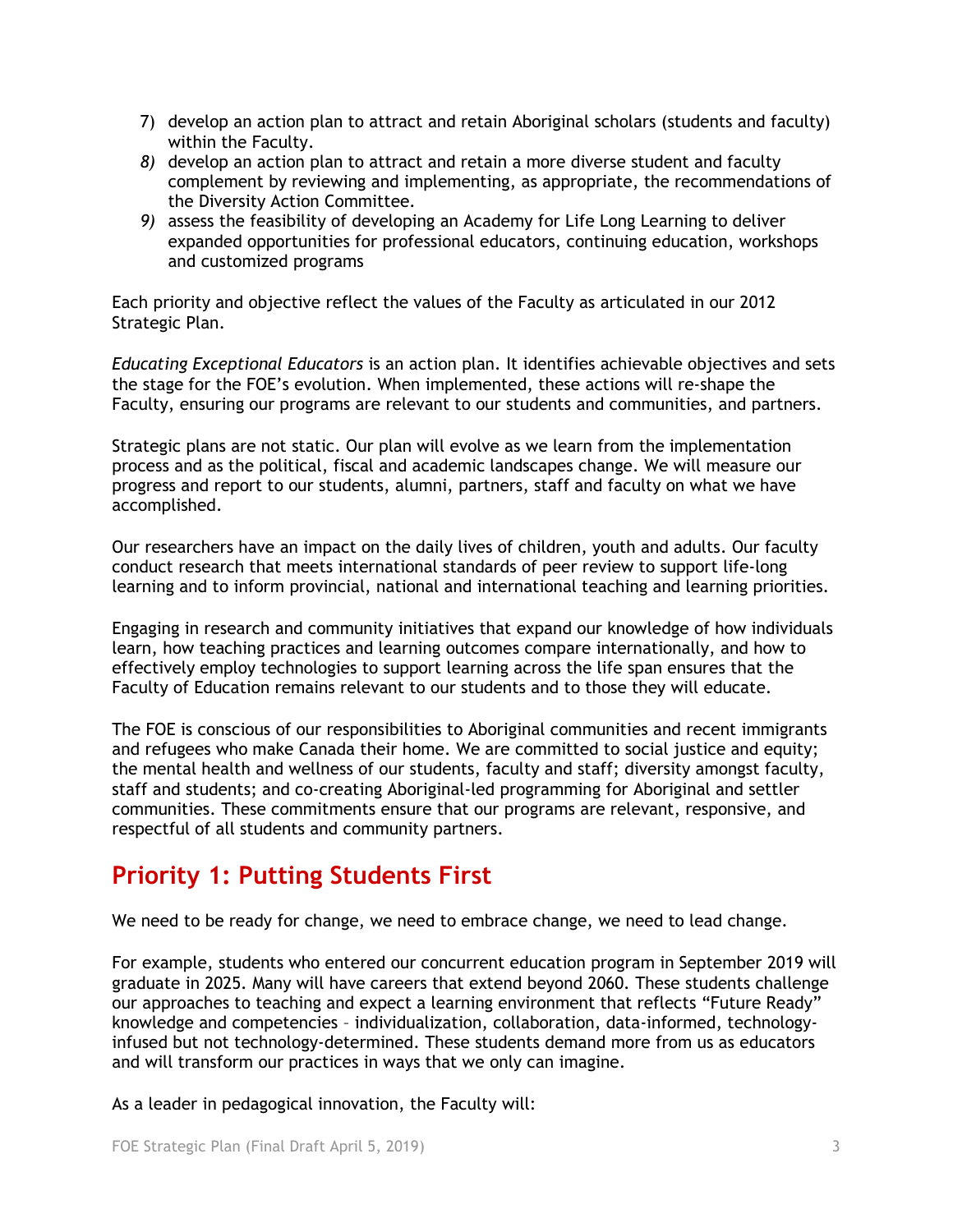7) develop an action plan to attract and retain Aboriginal scholars (students and faculty) within the Faculty.
8) develop an action plan to attract and retain a more diverse student and faculty complement by reviewing and implementing, as appropriate, the recommendations of the Diversity Action Committee.
9) assess the feasibility of developing an Academy for Life Long Learning to deliver expanded opportunities for professional educators, continuing education, workshops and customized programs

Each priority and objective reflect the values of the Faculty as articulated in our 2012 Strategic Plan.

*Educating Exceptional Educators* is an action plan. It identifies achievable objectives and sets the stage for the FOE's evolution. When implemented, these actions will re-shape the Faculty, ensuring our programs are relevant to our students and communities, and partners.

Strategic plans are not static. Our plan will evolve as we learn from the implementation process and as the political, fiscal and academic landscapes change. We will measure our progress and report to our students, alumni, partners, staff and faculty on what we have accomplished.

Our researchers have an impact on the daily lives of children, youth and adults. Our faculty conduct research that meets international standards of peer review to support life-long learning and to inform provincial, national and international teaching and learning priorities.

Engaging in research and community initiatives that expand our knowledge of how individuals learn, how teaching practices and learning outcomes compare internationally, and how to effectively employ technologies to support learning across the life span ensures that the Faculty of Education remains relevant to our students and to those they will educate.

The FOE is conscious of our responsibilities to Aboriginal communities and recent immigrants and refugees who make Canada their home. We are committed to social justice and equity; the mental health and wellness of our students, faculty and staff; diversity amongst faculty, staff and students; and co-creating Aboriginal-led programming for Aboriginal and settler communities. These commitments ensure that our programs are relevant, responsive, and respectful of all students and community partners.

## Priority 1: Putting Students First

We need to be ready for change, we need to embrace change, we need to lead change.

For example, students who entered our concurrent education program in September 2019 will graduate in 2025. Many will have careers that extend beyond 2060. These students challenge our approaches to teaching and expect a learning environment that reflects "Future Ready" knowledge and competencies – individualization, collaboration, data-informed, technology-infused but not technology-determined. These students demand more from us as educators and will transform our practices in ways that we only can imagine.

As a leader in pedagogical innovation, the Faculty will: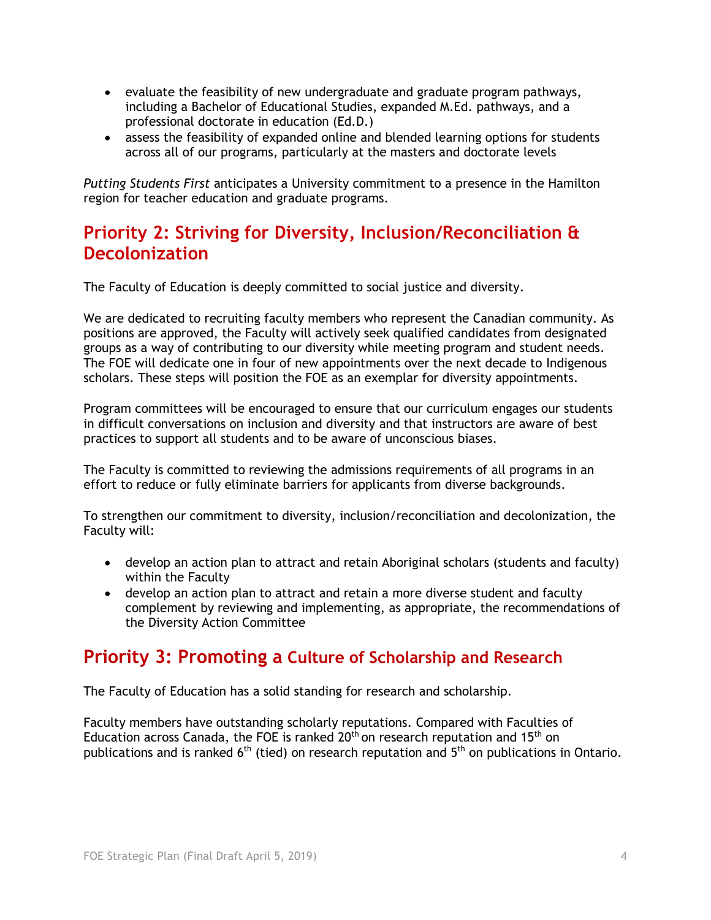- evaluate the feasibility of new undergraduate and graduate program pathways, including a Bachelor of Educational Studies, expanded M.Ed. pathways, and a professional doctorate in education (Ed.D.)
- assess the feasibility of expanded online and blended learning options for students across all of our programs, particularly at the masters and doctorate levels

*Putting Students First* anticipates a University commitment to a presence in the Hamilton region for teacher education and graduate programs.

## Priority 2: Striving for Diversity, Inclusion/Reconciliation & Decolonization

The Faculty of Education is deeply committed to social justice and diversity.

We are dedicated to recruiting faculty members who represent the Canadian community. As positions are approved, the Faculty will actively seek qualified candidates from designated groups as a way of contributing to our diversity while meeting program and student needs. The FOE will dedicate one in four of new appointments over the next decade to Indigenous scholars. These steps will position the FOE as an exemplar for diversity appointments.

Program committees will be encouraged to ensure that our curriculum engages our students in difficult conversations on inclusion and diversity and that instructors are aware of best practices to support all students and to be aware of unconscious biases.

The Faculty is committed to reviewing the admissions requirements of all programs in an effort to reduce or fully eliminate barriers for applicants from diverse backgrounds.

To strengthen our commitment to diversity, inclusion/reconciliation and decolonization, the Faculty will:

- develop an action plan to attract and retain Aboriginal scholars (students and faculty) within the Faculty
- develop an action plan to attract and retain a more diverse student and faculty complement by reviewing and implementing, as appropriate, the recommendations of the Diversity Action Committee

## Priority 3: Promoting a Culture of Scholarship and Research

The Faculty of Education has a solid standing for research and scholarship.

Faculty members have outstanding scholarly reputations. Compared with Faculties of Education across Canada, the FOE is ranked 20th on research reputation and 15th on publications and is ranked 6th (tied) on research reputation and 5th on publications in Ontario.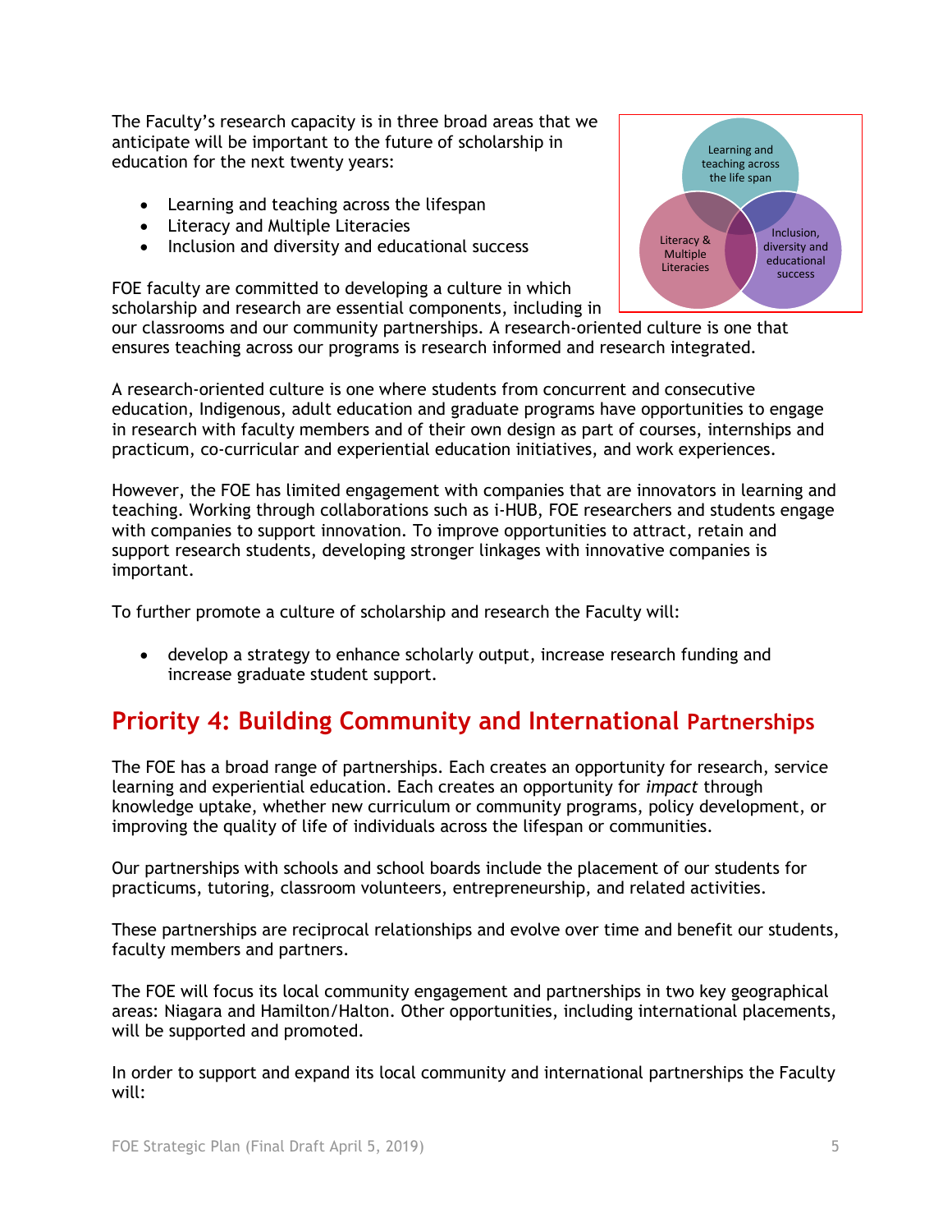The Faculty's research capacity is in three broad areas that we anticipate will be important to the future of scholarship in education for the next twenty years:

- Learning and teaching across the lifespan
- Literacy and Multiple Literacies
- Inclusion and diversity and educational success

FOE faculty are committed to developing a culture in which scholarship and research are essential components, including in our classrooms and our community partnerships. A research-oriented culture is one that ensures teaching across our programs is research informed and research integrated.

A research-oriented culture is one where students from concurrent and consecutive education, Indigenous, adult education and graduate programs have opportunities to engage in research with faculty members and of their own design as part of courses, internships and practicum, co-curricular and experiential education initiatives, and work experiences.

However, the FOE has limited engagement with companies that are innovators in learning and teaching. Working through collaborations such as i-HUB, FOE researchers and students engage with companies to support innovation. To improve opportunities to attract, retain and support research students, developing stronger linkages with innovative companies is important.

To further promote a culture of scholarship and research the Faculty will:

- develop a strategy to enhance scholarly output, increase research funding and increase graduate student support.

## Priority 4: Building Community and International Partnerships

The FOE has a broad range of partnerships. Each creates an opportunity for research, service learning and experiential education. Each creates an opportunity for *impact* through knowledge uptake, whether new curriculum or community programs, policy development, or improving the quality of life of individuals across the lifespan or communities.

Our partnerships with schools and school boards include the placement of our students for practicums, tutoring, classroom volunteers, entrepreneurship, and related activities.

These partnerships are reciprocal relationships and evolve over time and benefit our students, faculty members and partners.

The FOE will focus its local community engagement and partnerships in two key geographical areas: Niagara and Hamilton/Halton. Other opportunities, including international placements, will be supported and promoted.

In order to support and expand its local community and international partnerships the Faculty will: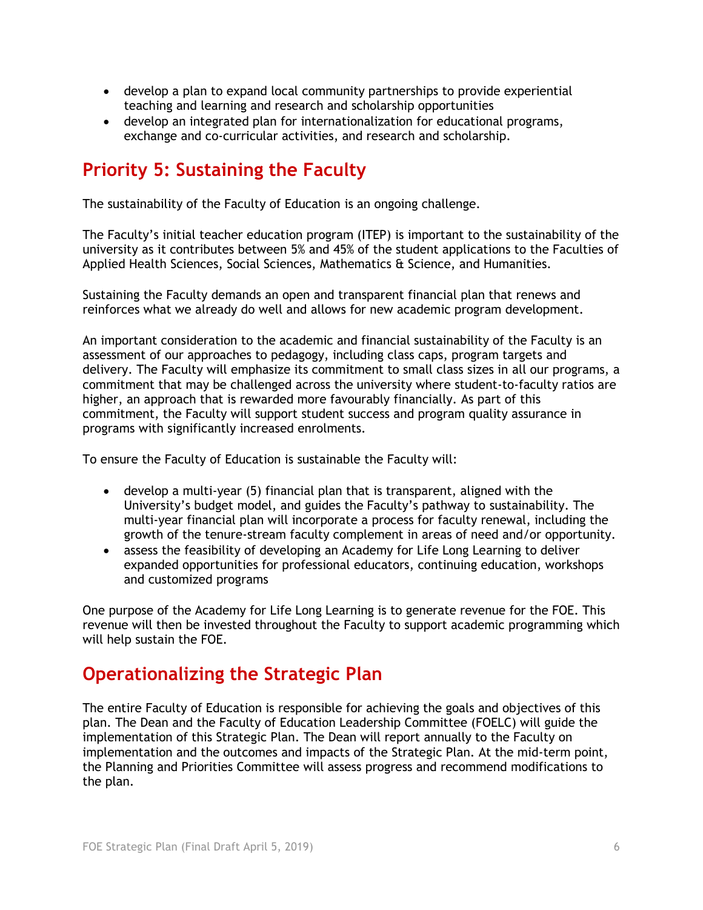- develop a plan to expand local community partnerships to provide experiential teaching and learning and research and scholarship opportunities
- develop an integrated plan for internationalization for educational programs, exchange and co-curricular activities, and research and scholarship.

## Priority 5: Sustaining the Faculty

The sustainability of the Faculty of Education is an ongoing challenge.

The Faculty's initial teacher education program (ITEP) is important to the sustainability of the university as it contributes between 5% and 45% of the student applications to the Faculties of Applied Health Sciences, Social Sciences, Mathematics & Science, and Humanities.

Sustaining the Faculty demands an open and transparent financial plan that renews and reinforces what we already do well and allows for new academic program development.

An important consideration to the academic and financial sustainability of the Faculty is an assessment of our approaches to pedagogy, including class caps, program targets and delivery. The Faculty will emphasize its commitment to small class sizes in all our programs, a commitment that may be challenged across the university where student-to-faculty ratios are higher, an approach that is rewarded more favourably financially. As part of this commitment, the Faculty will support student success and program quality assurance in programs with significantly increased enrolments.

To ensure the Faculty of Education is sustainable the Faculty will:

- develop a multi-year (5) financial plan that is transparent, aligned with the University's budget model, and guides the Faculty's pathway to sustainability. The multi-year financial plan will incorporate a process for faculty renewal, including the growth of the tenure-stream faculty complement in areas of need and/or opportunity.
- assess the feasibility of developing an Academy for Life Long Learning to deliver expanded opportunities for professional educators, continuing education, workshops and customized programs

One purpose of the Academy for Life Long Learning is to generate revenue for the FOE. This revenue will then be invested throughout the Faculty to support academic programming which will help sustain the FOE.

## Operationalizing the Strategic Plan

The entire Faculty of Education is responsible for achieving the goals and objectives of this plan. The Dean and the Faculty of Education Leadership Committee (FOELC) will guide the implementation of this Strategic Plan. The Dean will report annually to the Faculty on implementation and the outcomes and impacts of the Strategic Plan. At the mid-term point, the Planning and Priorities Committee will assess progress and recommend modifications to the plan.